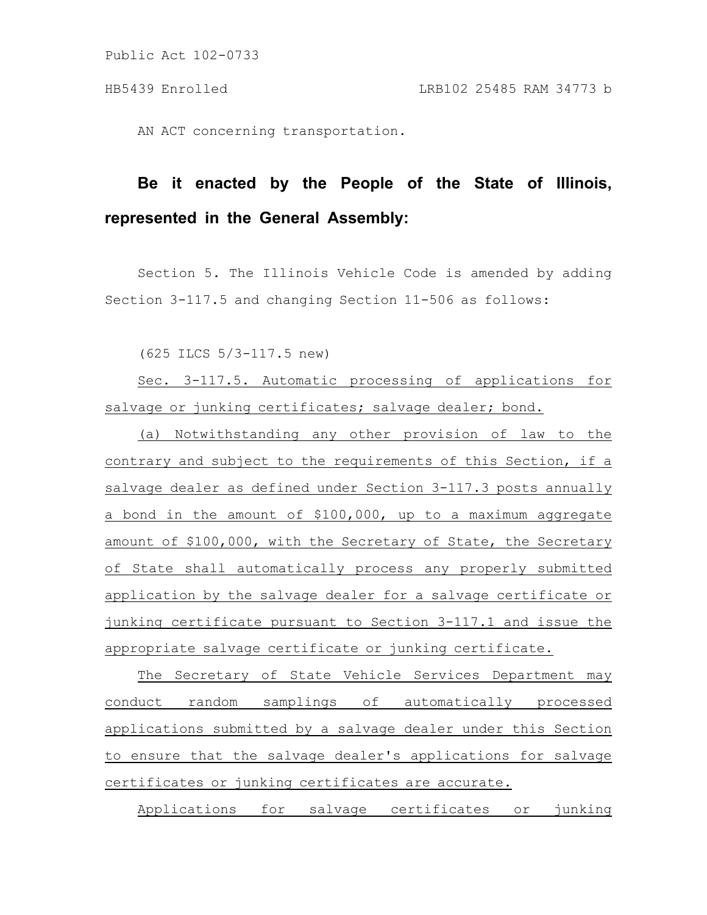AN ACT concerning transportation.

**Be it enacted by the People of the State of Illinois, represented in the General Assembly:**

Section 5. The Illinois Vehicle Code is amended by adding Section 3-117.5 and changing Section 11-506 as follows:

(625 ILCS 5/3-117.5 new)

Sec. 3-117.5. Automatic processing of applications for salvage or junking certificates; salvage dealer; bond.

(a) Notwithstanding any other provision of law to the contrary and subject to the requirements of this Section, if a salvage dealer as defined under Section 3-117.3 posts annually a bond in the amount of $100,000, up to a maximum aggregate amount of $100,000, with the Secretary of State, the Secretary of State shall automatically process any properly submitted application by the salvage dealer for a salvage certificate or junking certificate pursuant to Section 3-117.1 and issue the appropriate salvage certificate or junking certificate.

The Secretary of State Vehicle Services Department may conduct random samplings of automatically processed applications submitted by a salvage dealer under this Section to ensure that the salvage dealer's applications for salvage certificates or junking certificates are accurate.

Applications for salvage certificates or junking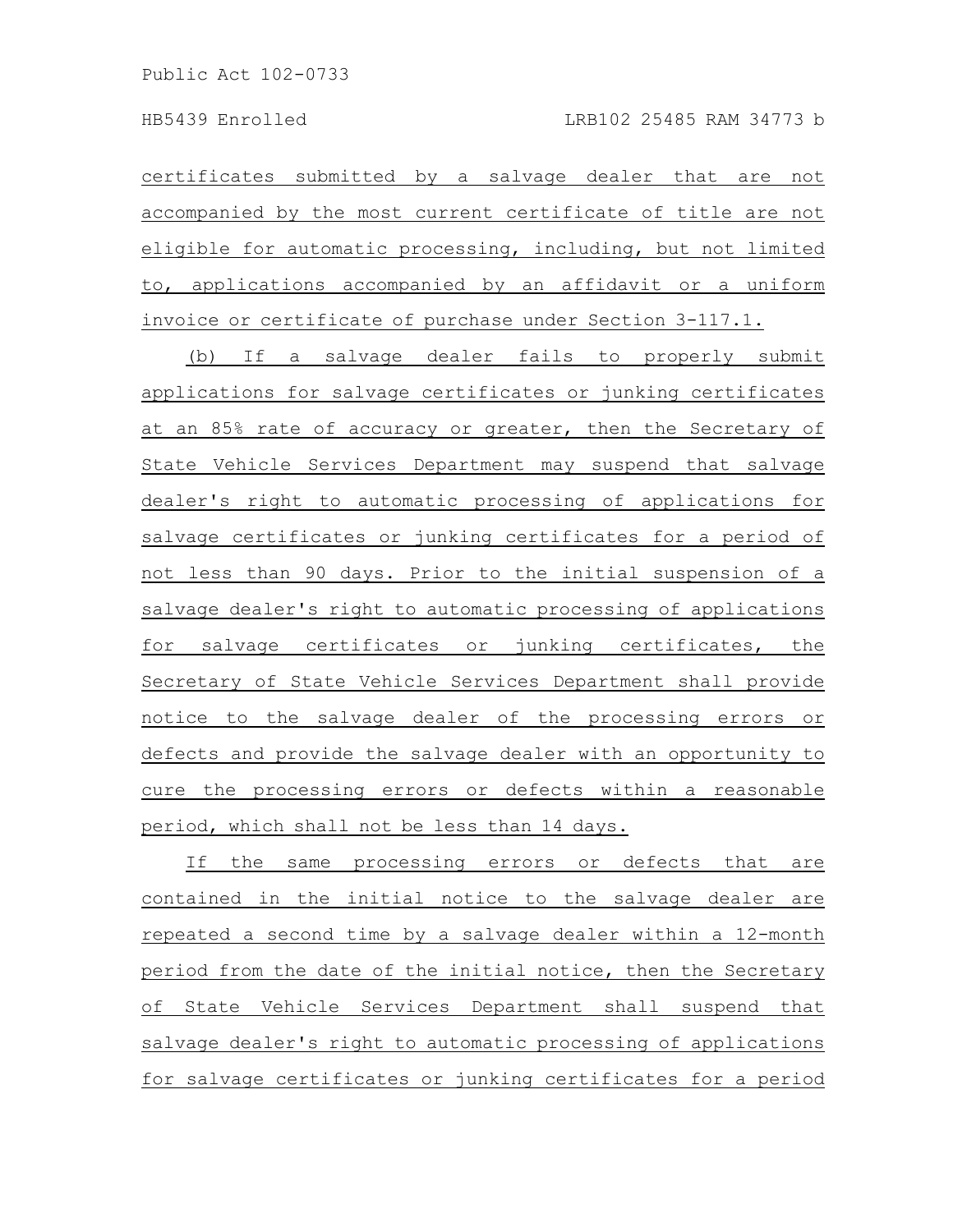certificates submitted by a salvage dealer that are not accompanied by the most current certificate of title are not eligible for automatic processing, including, but not limited to, applications accompanied by an affidavit or a uniform invoice or certificate of purchase under Section 3-117.1.

(b) If a salvage dealer fails to properly submit applications for salvage certificates or junking certificates at an 85% rate of accuracy or greater, then the Secretary of State Vehicle Services Department may suspend that salvage dealer's right to automatic processing of applications for salvage certificates or junking certificates for a period of not less than 90 days. Prior to the initial suspension of a salvage dealer's right to automatic processing of applications for salvage certificates or junking certificates, the Secretary of State Vehicle Services Department shall provide notice to the salvage dealer of the processing errors or defects and provide the salvage dealer with an opportunity to cure the processing errors or defects within a reasonable period, which shall not be less than 14 days.

If the same processing errors or defects that are contained in the initial notice to the salvage dealer are repeated a second time by a salvage dealer within a 12-month period from the date of the initial notice, then the Secretary of State Vehicle Services Department shall suspend that salvage dealer's right to automatic processing of applications for salvage certificates or junking certificates for a period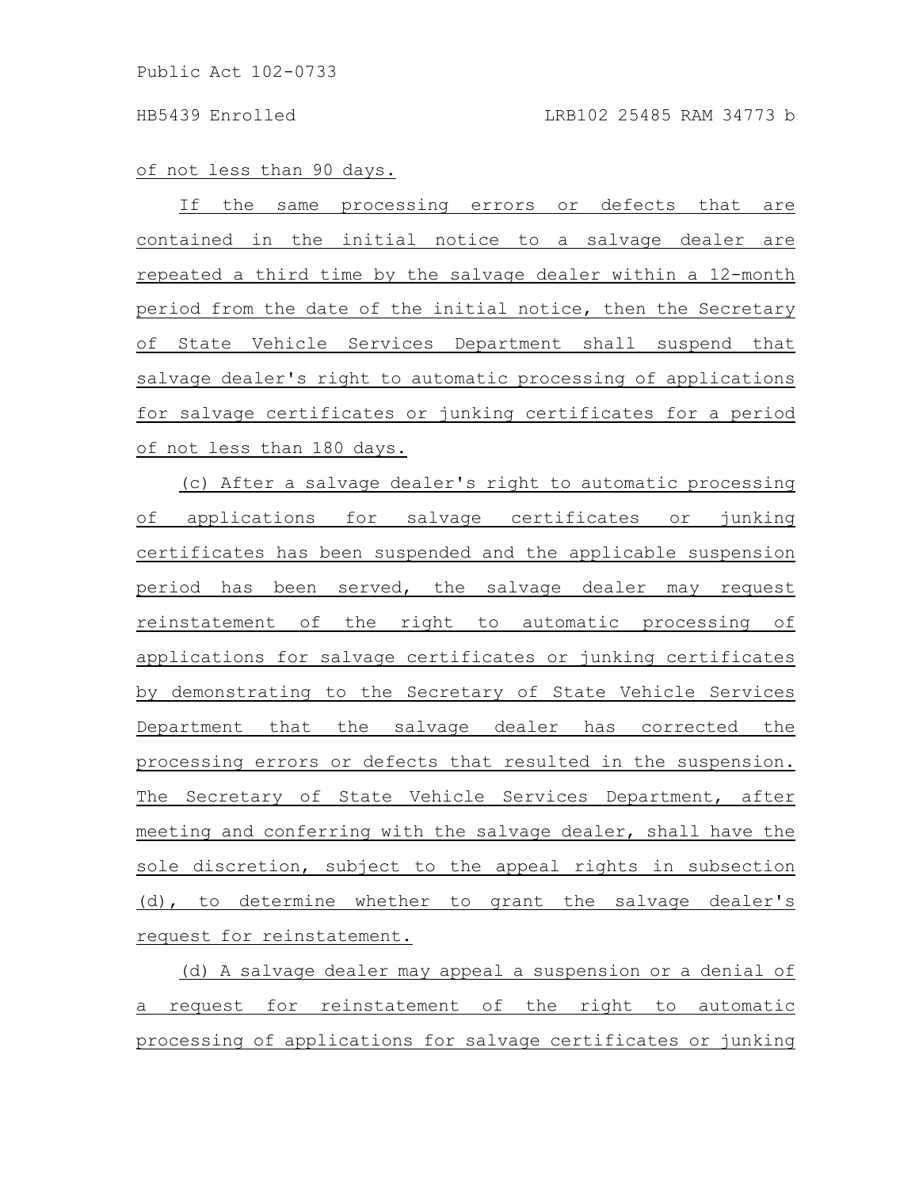of not less than 90 days.

If the same processing errors or defects that are contained in the initial notice to a salvage dealer are repeated a third time by the salvage dealer within a 12-month period from the date of the initial notice, then the Secretary of State Vehicle Services Department shall suspend that salvage dealer's right to automatic processing of applications for salvage certificates or junking certificates for a period of not less than 180 days.

(c) After a salvage dealer's right to automatic processing of applications for salvage certificates or junking certificates has been suspended and the applicable suspension period has been served, the salvage dealer may request reinstatement of the right to automatic processing of applications for salvage certificates or junking certificates by demonstrating to the Secretary of State Vehicle Services Department that the salvage dealer has corrected the processing errors or defects that resulted in the suspension. The Secretary of State Vehicle Services Department, after meeting and conferring with the salvage dealer, shall have the sole discretion, subject to the appeal rights in subsection (d), to determine whether to grant the salvage dealer's request for reinstatement.

(d) A salvage dealer may appeal a suspension or a denial of a request for reinstatement of the right to automatic processing of applications for salvage certificates or junking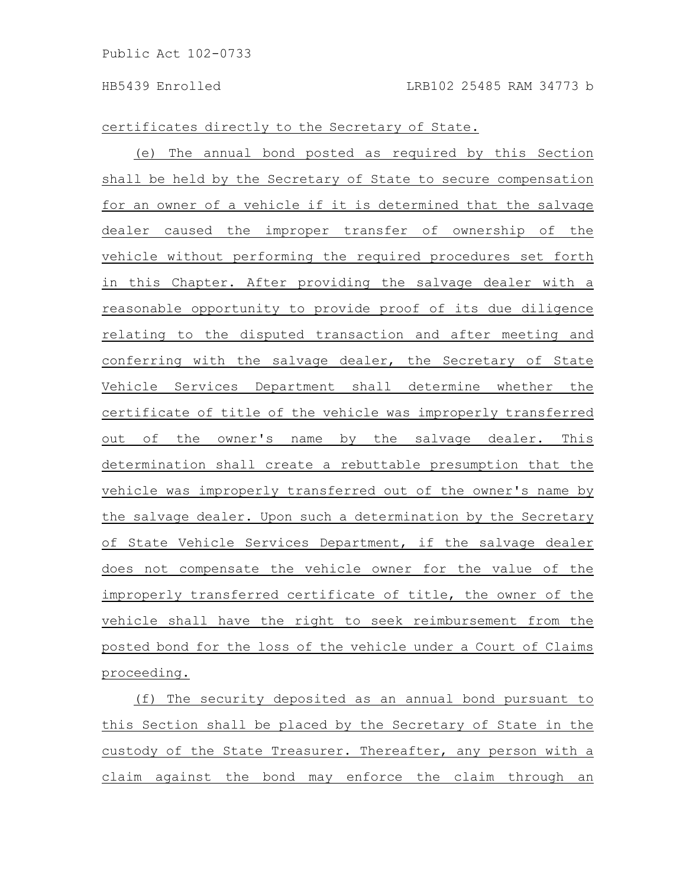certificates directly to the Secretary of State.

(e) The annual bond posted as required by this Section shall be held by the Secretary of State to secure compensation for an owner of a vehicle if it is determined that the salvage dealer caused the improper transfer of ownership of the vehicle without performing the required procedures set forth in this Chapter. After providing the salvage dealer with a reasonable opportunity to provide proof of its due diligence relating to the disputed transaction and after meeting and conferring with the salvage dealer, the Secretary of State Vehicle Services Department shall determine whether the certificate of title of the vehicle was improperly transferred out of the owner's name by the salvage dealer. This determination shall create a rebuttable presumption that the vehicle was improperly transferred out of the owner's name by the salvage dealer. Upon such a determination by the Secretary of State Vehicle Services Department, if the salvage dealer does not compensate the vehicle owner for the value of the improperly transferred certificate of title, the owner of the vehicle shall have the right to seek reimbursement from the posted bond for the loss of the vehicle under a Court of Claims proceeding.

(f) The security deposited as an annual bond pursuant to this Section shall be placed by the Secretary of State in the custody of the State Treasurer. Thereafter, any person with a claim against the bond may enforce the claim through an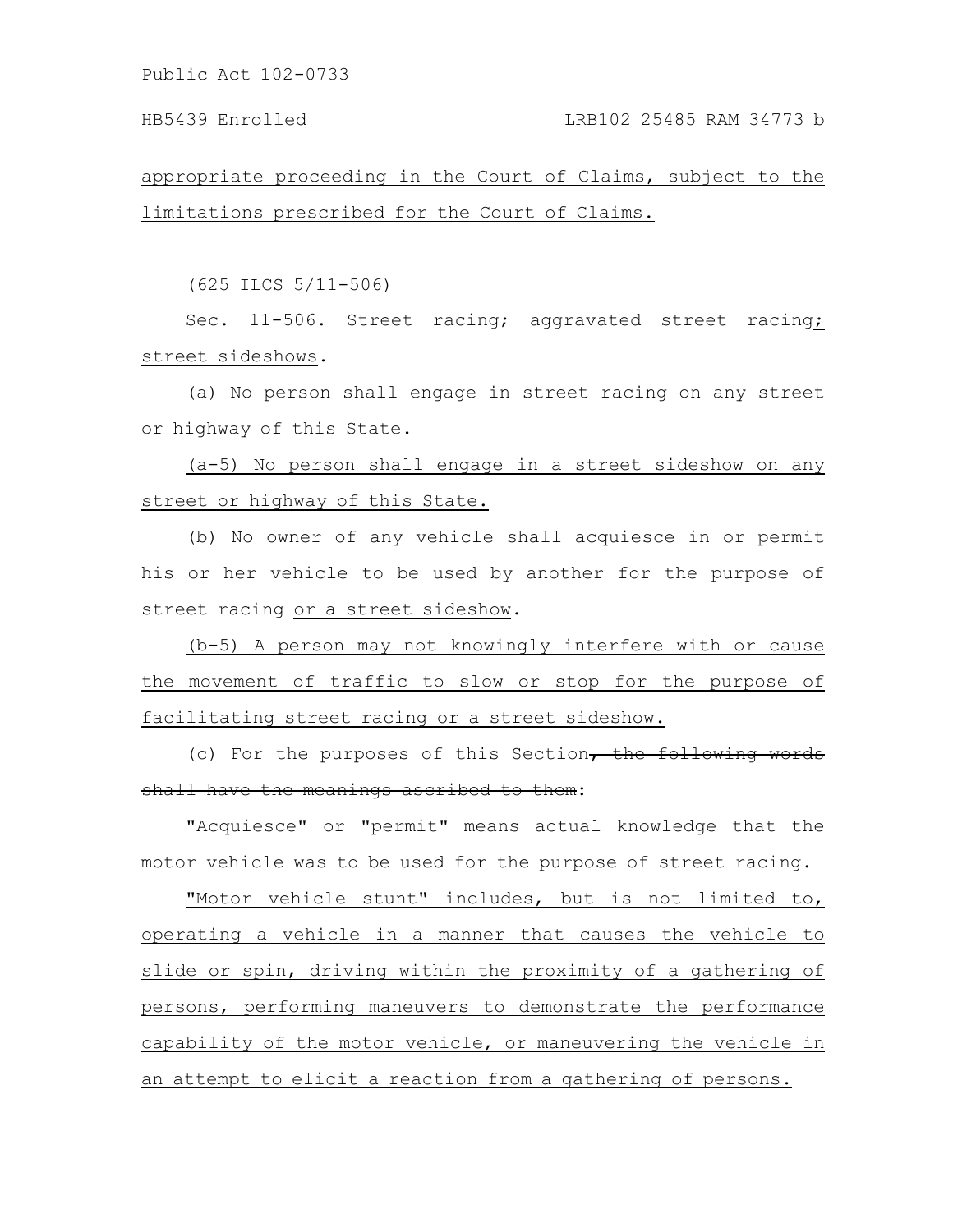appropriate proceeding in the Court of Claims, subject to the limitations prescribed for the Court of Claims.

(625 ILCS 5/11-506)

Sec. 11-506. Street racing; aggravated street racing; street sideshows.

(a) No person shall engage in street racing on any street or highway of this State.

(a-5) No person shall engage in a street sideshow on any street or highway of this State.

(b) No owner of any vehicle shall acquiesce in or permit his or her vehicle to be used by another for the purpose of street racing or a street sideshow.

(b-5) A person may not knowingly interfere with or cause the movement of traffic to slow or stop for the purpose of facilitating street racing or a street sideshow.

(c) For the purposes of this Section~~, the following words shall have the meanings ascribed to them~~:

"Acquiesce" or "permit" means actual knowledge that the motor vehicle was to be used for the purpose of street racing.

"Motor vehicle stunt" includes, but is not limited to, operating a vehicle in a manner that causes the vehicle to slide or spin, driving within the proximity of a gathering of persons, performing maneuvers to demonstrate the performance capability of the motor vehicle, or maneuvering the vehicle in an attempt to elicit a reaction from a gathering of persons.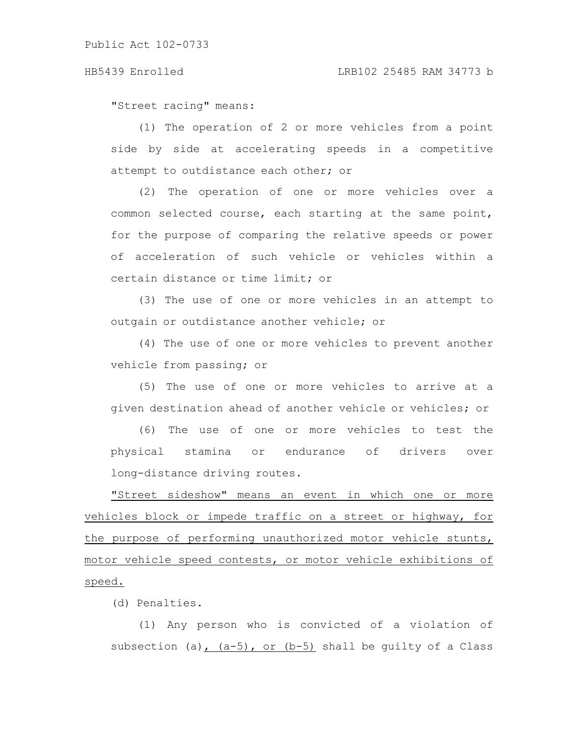"Street racing" means:

(1) The operation of 2 or more vehicles from a point side by side at accelerating speeds in a competitive attempt to outdistance each other; or

(2) The operation of one or more vehicles over a common selected course, each starting at the same point, for the purpose of comparing the relative speeds or power of acceleration of such vehicle or vehicles within a certain distance or time limit; or

(3) The use of one or more vehicles in an attempt to outgain or outdistance another vehicle; or

(4) The use of one or more vehicles to prevent another vehicle from passing; or

(5) The use of one or more vehicles to arrive at a given destination ahead of another vehicle or vehicles; or

(6) The use of one or more vehicles to test the physical stamina or endurance of drivers over long-distance driving routes.

"Street sideshow" means an event in which one or more vehicles block or impede traffic on a street or highway, for the purpose of performing unauthorized motor vehicle stunts, motor vehicle speed contests, or motor vehicle exhibitions of speed.

(d) Penalties.

(1) Any person who is convicted of a violation of subsection (a), (a-5), or (b-5) shall be guilty of a Class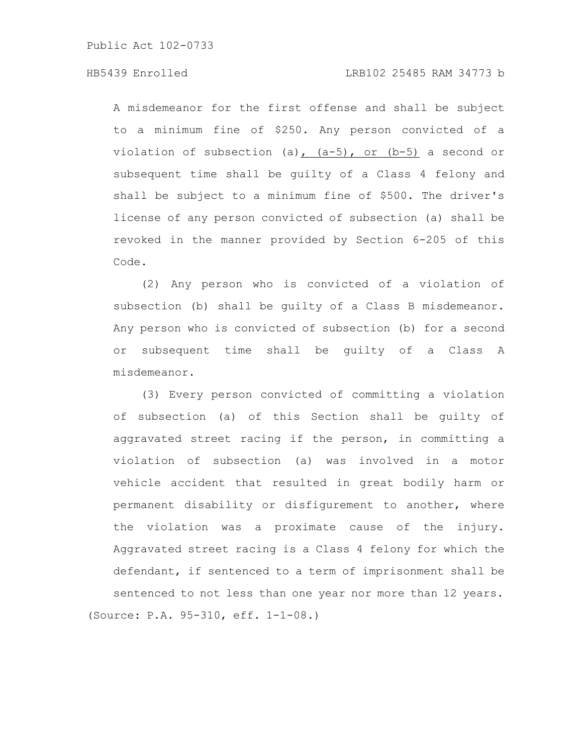A misdemeanor for the first offense and shall be subject to a minimum fine of $250. Any person convicted of a violation of subsection (a), (a-5), or (b-5) a second or subsequent time shall be guilty of a Class 4 felony and shall be subject to a minimum fine of $500. The driver's license of any person convicted of subsection (a) shall be revoked in the manner provided by Section 6-205 of this Code.

(2) Any person who is convicted of a violation of subsection (b) shall be guilty of a Class B misdemeanor. Any person who is convicted of subsection (b) for a second or subsequent time shall be guilty of a Class A misdemeanor.

(3) Every person convicted of committing a violation of subsection (a) of this Section shall be guilty of aggravated street racing if the person, in committing a violation of subsection (a) was involved in a motor vehicle accident that resulted in great bodily harm or permanent disability or disfigurement to another, where the violation was a proximate cause of the injury. Aggravated street racing is a Class 4 felony for which the defendant, if sentenced to a term of imprisonment shall be sentenced to not less than one year nor more than 12 years.

(Source: P.A. 95-310, eff. 1-1-08.)